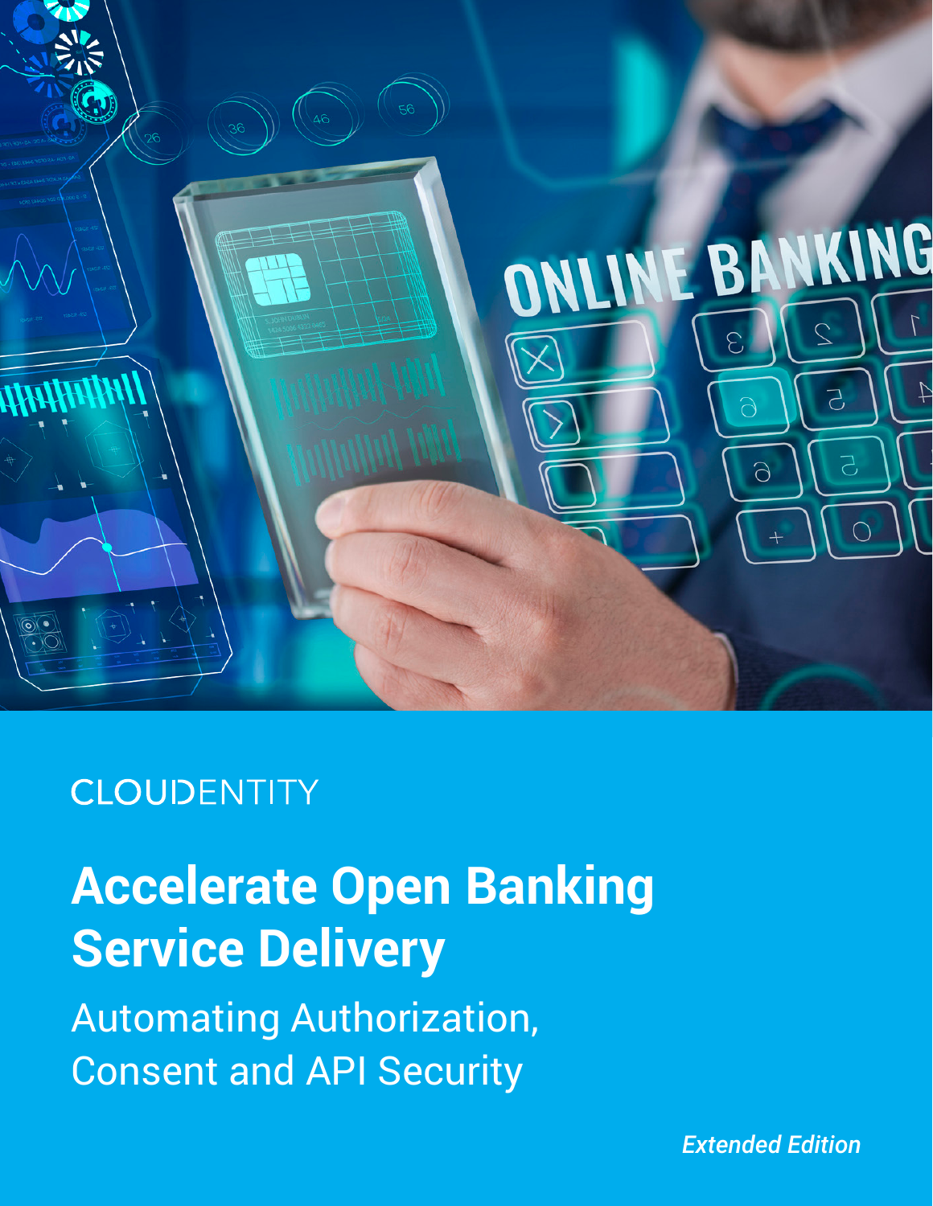CLOUDENTITY

# Accelerate Open Banking Service Delivery

## Automating Authorization, Consent and API Security

*Extended Edition*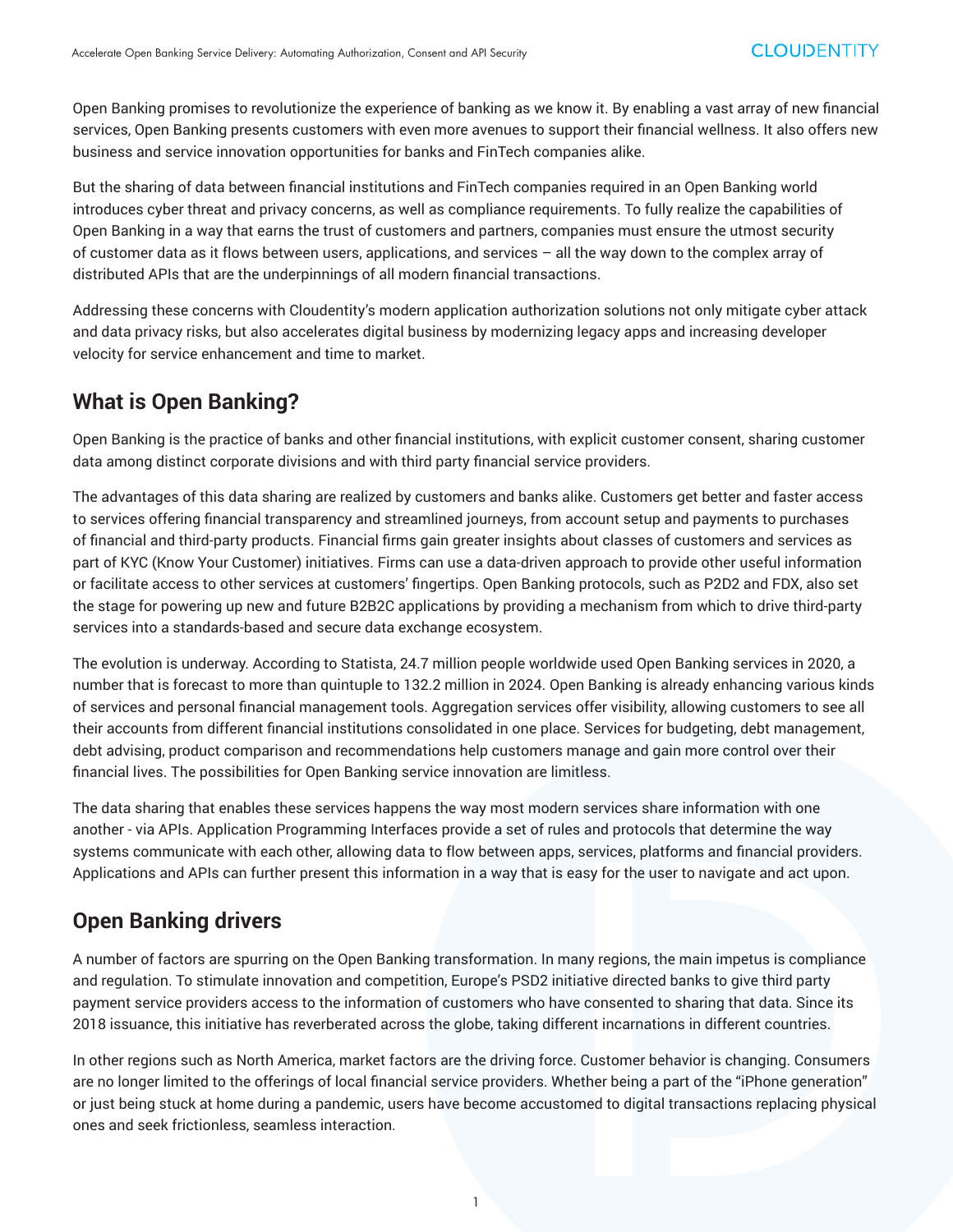Open Banking promises to revolutionize the experience of banking as we know it. By enabling a vast array of new financial services, Open Banking presents customers with even more avenues to support their financial wellness. It also offers new business and service innovation opportunities for banks and FinTech companies alike.

But the sharing of data between financial institutions and FinTech companies required in an Open Banking world introduces cyber threat and privacy concerns, as well as compliance requirements. To fully realize the capabilities of Open Banking in a way that earns the trust of customers and partners, companies must ensure the utmost security of customer data as it flows between users, applications, and services – all the way down to the complex array of distributed APIs that are the underpinnings of all modern financial transactions.

Addressing these concerns with Cloudentity's modern application authorization solutions not only mitigate cyber attack and data privacy risks, but also accelerates digital business by modernizing legacy apps and increasing developer velocity for service enhancement and time to market.

## What is Open Banking?

Open Banking is the practice of banks and other financial institutions, with explicit customer consent, sharing customer data among distinct corporate divisions and with third party financial service providers.

The advantages of this data sharing are realized by customers and banks alike. Customers get better and faster access to services offering financial transparency and streamlined journeys, from account setup and payments to purchases of financial and third-party products. Financial firms gain greater insights about classes of customers and services as part of KYC (Know Your Customer) initiatives. Firms can use a data-driven approach to provide other useful information or facilitate access to other services at customers' fingertips. Open Banking protocols, such as P2D2 and FDX, also set the stage for powering up new and future B2B2C applications by providing a mechanism from which to drive third-party services into a standards-based and secure data exchange ecosystem.

The evolution is underway. According to Statista, 24.7 million people worldwide used Open Banking services in 2020, a number that is forecast to more than quintuple to 132.2 million in 2024. Open Banking is already enhancing various kinds of services and personal financial management tools. Aggregation services offer visibility, allowing customers to see all their accounts from different financial institutions consolidated in one place. Services for budgeting, debt management, debt advising, product comparison and recommendations help customers manage and gain more control over their financial lives. The possibilities for Open Banking service innovation are limitless.

The data sharing that enables these services happens the way most modern services share information with one another - via APIs. Application Programming Interfaces provide a set of rules and protocols that determine the way systems communicate with each other, allowing data to flow between apps, services, platforms and financial providers. Applications and APIs can further present this information in a way that is easy for the user to navigate and act upon.

## Open Banking drivers

A number of factors are spurring on the Open Banking transformation. In many regions, the main impetus is compliance and regulation. To stimulate innovation and competition, Europe's PSD2 initiative directed banks to give third party payment service providers access to the information of customers who have consented to sharing that data. Since its 2018 issuance, this initiative has reverberated across the globe, taking different incarnations in different countries.

In other regions such as North America, market factors are the driving force. Customer behavior is changing. Consumers are no longer limited to the offerings of local financial service providers. Whether being a part of the "iPhone generation" or just being stuck at home during a pandemic, users have become accustomed to digital transactions replacing physical ones and seek frictionless, seamless interaction.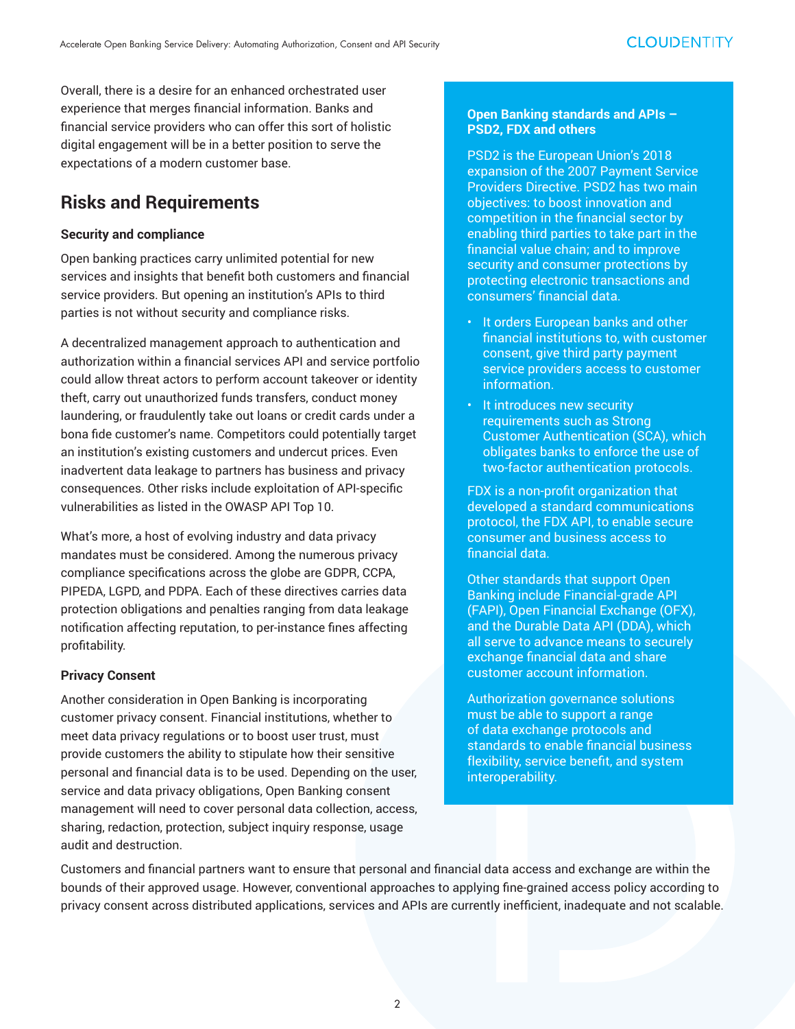Overall, there is a desire for an enhanced orchestrated user experience that merges financial information. Banks and financial service providers who can offer this sort of holistic digital engagement will be in a better position to serve the expectations of a modern customer base.

## Risks and Requirements

### Security and compliance

Open banking practices carry unlimited potential for new services and insights that benefit both customers and financial service providers. But opening an institution's APIs to third parties is not without security and compliance risks.

A decentralized management approach to authentication and authorization within a financial services API and service portfolio could allow threat actors to perform account takeover or identity theft, carry out unauthorized funds transfers, conduct money laundering, or fraudulently take out loans or credit cards under a bona fide customer's name. Competitors could potentially target an institution's existing customers and undercut prices. Even inadvertent data leakage to partners has business and privacy consequences. Other risks include exploitation of API-specific vulnerabilities as listed in the OWASP API Top 10.

What's more, a host of evolving industry and data privacy mandates must be considered. Among the numerous privacy compliance specifications across the globe are GDPR, CCPA, PIPEDA, LGPD, and PDPA. Each of these directives carries data protection obligations and penalties ranging from data leakage notification affecting reputation, to per-instance fines affecting profitability.

### Privacy Consent

Another consideration in Open Banking is incorporating customer privacy consent. Financial institutions, whether to meet data privacy regulations or to boost user trust, must provide customers the ability to stipulate how their sensitive personal and financial data is to be used. Depending on the user, service and data privacy obligations, Open Banking consent management will need to cover personal data collection, access, sharing, redaction, protection, subject inquiry response, usage audit and destruction.

Customers and financial partners want to ensure that personal and financial data access and exchange are within the bounds of their approved usage. However, conventional approaches to applying fine-grained access policy according to privacy consent across distributed applications, services and APIs are currently inefficient, inadequate and not scalable.

### Open Banking standards and APIs – PSD2, FDX and others

PSD2 is the European Union's 2018 expansion of the 2007 Payment Service Providers Directive. PSD2 has two main objectives: to boost innovation and competition in the financial sector by enabling third parties to take part in the financial value chain; and to improve security and consumer protections by protecting electronic transactions and consumers' financial data.

- It orders European banks and other financial institutions to, with customer consent, give third party payment service providers access to customer information.
- It introduces new security requirements such as Strong Customer Authentication (SCA), which obligates banks to enforce the use of two-factor authentication protocols.

FDX is a non-profit organization that developed a standard communications protocol, the FDX API, to enable secure consumer and business access to financial data.

Other standards that support Open Banking include Financial-grade API (FAPI), Open Financial Exchange (OFX), and the Durable Data API (DDA), which all serve to advance means to securely exchange financial data and share customer account information.

Authorization governance solutions must be able to support a range of data exchange protocols and standards to enable financial business flexibility, service benefit, and system interoperability.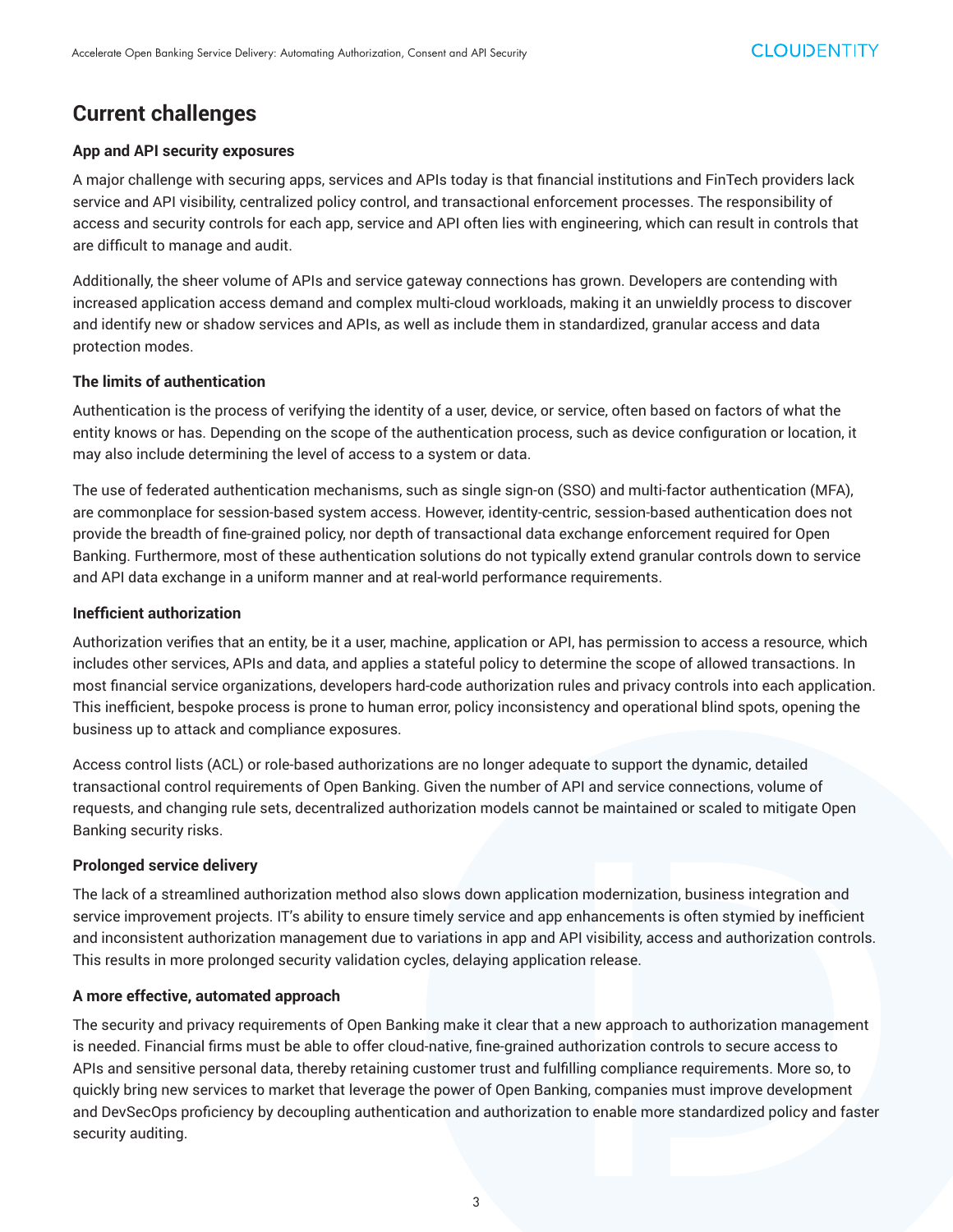## Current challenges

### App and API security exposures

A major challenge with securing apps, services and APIs today is that financial institutions and FinTech providers lack service and API visibility, centralized policy control, and transactional enforcement processes. The responsibility of access and security controls for each app, service and API often lies with engineering, which can result in controls that are difficult to manage and audit.

Additionally, the sheer volume of APIs and service gateway connections has grown. Developers are contending with increased application access demand and complex multi-cloud workloads, making it an unwieldly process to discover and identify new or shadow services and APIs, as well as include them in standardized, granular access and data protection modes.

### The limits of authentication

Authentication is the process of verifying the identity of a user, device, or service, often based on factors of what the entity knows or has. Depending on the scope of the authentication process, such as device configuration or location, it may also include determining the level of access to a system or data.

The use of federated authentication mechanisms, such as single sign-on (SSO) and multi-factor authentication (MFA), are commonplace for session-based system access. However, identity-centric, session-based authentication does not provide the breadth of fine-grained policy, nor depth of transactional data exchange enforcement required for Open Banking. Furthermore, most of these authentication solutions do not typically extend granular controls down to service and API data exchange in a uniform manner and at real-world performance requirements.

### Inefficient authorization

Authorization verifies that an entity, be it a user, machine, application or API, has permission to access a resource, which includes other services, APIs and data, and applies a stateful policy to determine the scope of allowed transactions. In most financial service organizations, developers hard-code authorization rules and privacy controls into each application. This inefficient, bespoke process is prone to human error, policy inconsistency and operational blind spots, opening the business up to attack and compliance exposures.

Access control lists (ACL) or role-based authorizations are no longer adequate to support the dynamic, detailed transactional control requirements of Open Banking. Given the number of API and service connections, volume of requests, and changing rule sets, decentralized authorization models cannot be maintained or scaled to mitigate Open Banking security risks.

### Prolonged service delivery

The lack of a streamlined authorization method also slows down application modernization, business integration and service improvement projects. IT's ability to ensure timely service and app enhancements is often stymied by inefficient and inconsistent authorization management due to variations in app and API visibility, access and authorization controls. This results in more prolonged security validation cycles, delaying application release.

### A more effective, automated approach

The security and privacy requirements of Open Banking make it clear that a new approach to authorization management is needed. Financial firms must be able to offer cloud-native, fine-grained authorization controls to secure access to APIs and sensitive personal data, thereby retaining customer trust and fulfilling compliance requirements. More so, to quickly bring new services to market that leverage the power of Open Banking, companies must improve development and DevSecOps proficiency by decoupling authentication and authorization to enable more standardized policy and faster security auditing.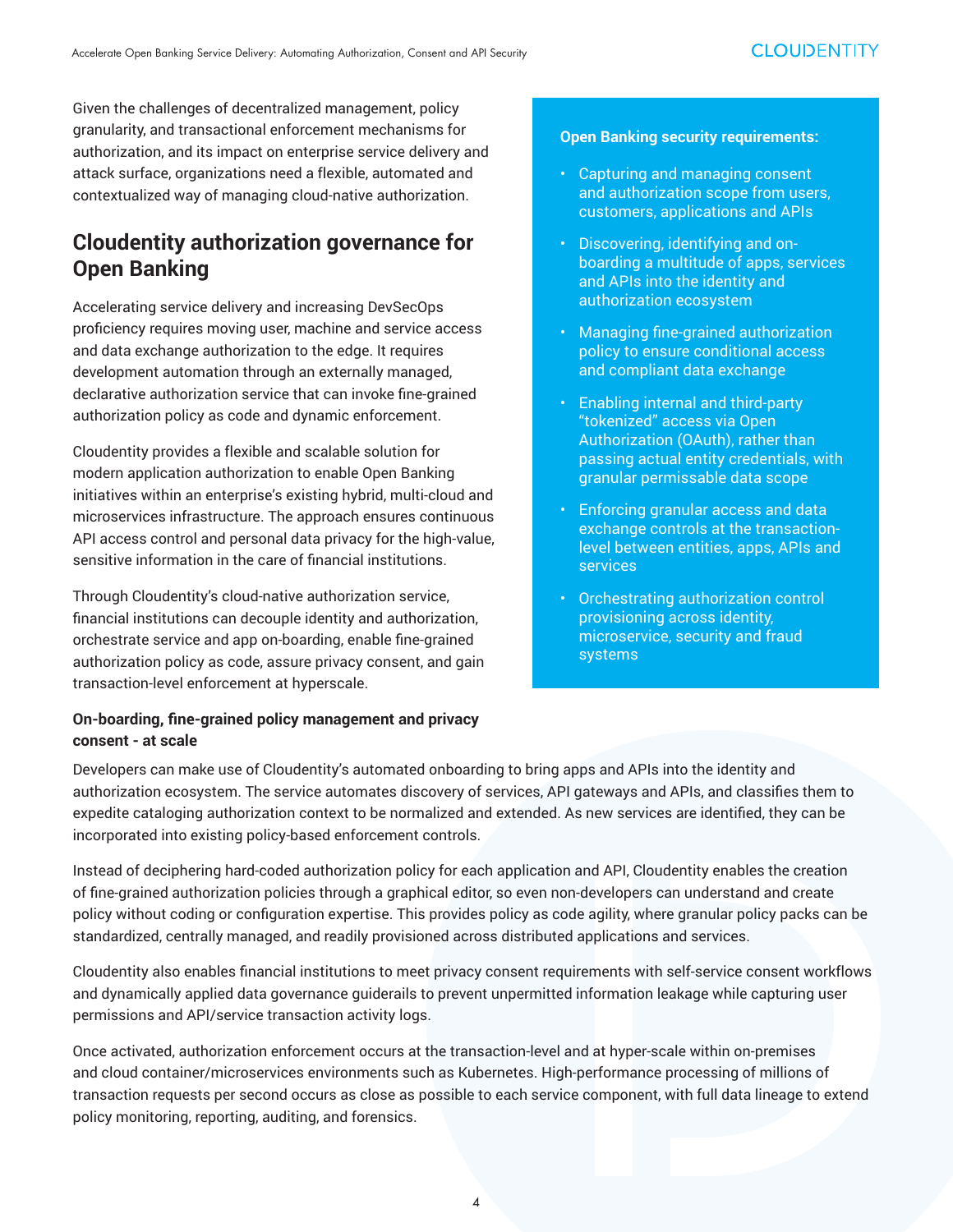Given the challenges of decentralized management, policy granularity, and transactional enforcement mechanisms for authorization, and its impact on enterprise service delivery and attack surface, organizations need a flexible, automated and contextualized way of managing cloud-native authorization.

## Cloudentity authorization governance for Open Banking

Accelerating service delivery and increasing DevSecOps proficiency requires moving user, machine and service access and data exchange authorization to the edge. It requires development automation through an externally managed, declarative authorization service that can invoke fine-grained authorization policy as code and dynamic enforcement.

Cloudentity provides a flexible and scalable solution for modern application authorization to enable Open Banking initiatives within an enterprise's existing hybrid, multi-cloud and microservices infrastructure. The approach ensures continuous API access control and personal data privacy for the high-value, sensitive information in the care of financial institutions.

Through Cloudentity's cloud-native authorization service, financial institutions can decouple identity and authorization, orchestrate service and app on-boarding, enable fine-grained authorization policy as code, assure privacy consent, and gain transaction-level enforcement at hyperscale.

**Open Banking security requirements:**

- Capturing and managing consent and authorization scope from users, customers, applications and APIs
- Discovering, identifying and on-boarding a multitude of apps, services and APIs into the identity and authorization ecosystem
- Managing fine-grained authorization policy to ensure conditional access and compliant data exchange
- Enabling internal and third-party "tokenized" access via Open Authorization (OAuth), rather than passing actual entity credentials, with granular permissable data scope
- Enforcing granular access and data exchange controls at the transaction-level between entities, apps, APIs and services
- Orchestrating authorization control provisioning across identity, microservice, security and fraud systems

**On-boarding, fine-grained policy management and privacy consent - at scale**

Developers can make use of Cloudentity's automated onboarding to bring apps and APIs into the identity and authorization ecosystem. The service automates discovery of services, API gateways and APIs, and classifies them to expedite cataloging authorization context to be normalized and extended. As new services are identified, they can be incorporated into existing policy-based enforcement controls.

Instead of deciphering hard-coded authorization policy for each application and API, Cloudentity enables the creation of fine-grained authorization policies through a graphical editor, so even non-developers can understand and create policy without coding or configuration expertise. This provides policy as code agility, where granular policy packs can be standardized, centrally managed, and readily provisioned across distributed applications and services.

Cloudentity also enables financial institutions to meet privacy consent requirements with self-service consent workflows and dynamically applied data governance guiderails to prevent unpermitted information leakage while capturing user permissions and API/service transaction activity logs.

Once activated, authorization enforcement occurs at the transaction-level and at hyper-scale within on-premises and cloud container/microservices environments such as Kubernetes. High-performance processing of millions of transaction requests per second occurs as close as possible to each service component, with full data lineage to extend policy monitoring, reporting, auditing, and forensics.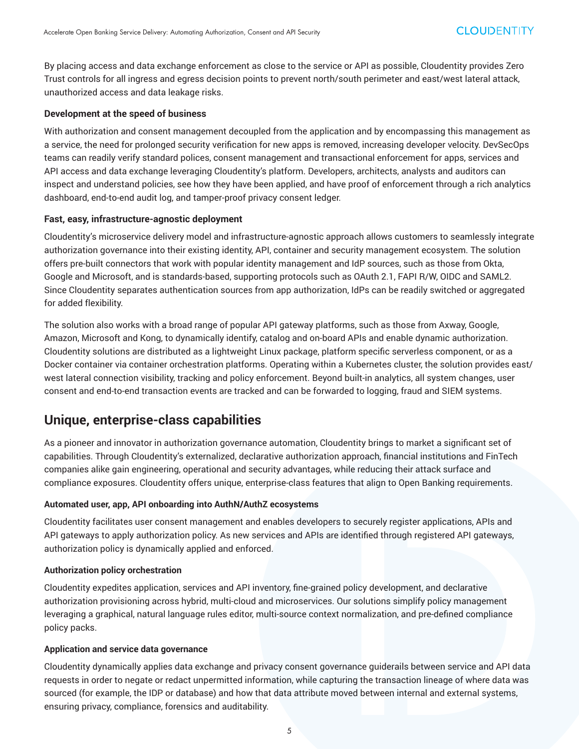By placing access and data exchange enforcement as close to the service or API as possible, Cloudentity provides Zero Trust controls for all ingress and egress decision points to prevent north/south perimeter and east/west lateral attack, unauthorized access and data leakage risks.

**Development at the speed of business**

With authorization and consent management decoupled from the application and by encompassing this management as a service, the need for prolonged security verification for new apps is removed, increasing developer velocity. DevSecOps teams can readily verify standard polices, consent management and transactional enforcement for apps, services and API access and data exchange leveraging Cloudentity's platform. Developers, architects, analysts and auditors can inspect and understand policies, see how they have been applied, and have proof of enforcement through a rich analytics dashboard, end-to-end audit log, and tamper-proof privacy consent ledger.

**Fast, easy, infrastructure-agnostic deployment**

Cloudentity's microservice delivery model and infrastructure-agnostic approach allows customers to seamlessly integrate authorization governance into their existing identity, API, container and security management ecosystem. The solution offers pre-built connectors that work with popular identity management and IdP sources, such as those from Okta, Google and Microsoft, and is standards-based, supporting protocols such as OAuth 2.1, FAPI R/W, OIDC and SAML2. Since Cloudentity separates authentication sources from app authorization, IdPs can be readily switched or aggregated for added flexibility.

The solution also works with a broad range of popular API gateway platforms, such as those from Axway, Google, Amazon, Microsoft and Kong, to dynamically identify, catalog and on-board APIs and enable dynamic authorization. Cloudentity solutions are distributed as a lightweight Linux package, platform specific serverless component, or as a Docker container via container orchestration platforms. Operating within a Kubernetes cluster, the solution provides east/west lateral connection visibility, tracking and policy enforcement. Beyond built-in analytics, all system changes, user consent and end-to-end transaction events are tracked and can be forwarded to logging, fraud and SIEM systems.

## Unique, enterprise-class capabilities

As a pioneer and innovator in authorization governance automation, Cloudentity brings to market a significant set of capabilities. Through Cloudentity's externalized, declarative authorization approach, financial institutions and FinTech companies alike gain engineering, operational and security advantages, while reducing their attack surface and compliance exposures. Cloudentity offers unique, enterprise-class features that align to Open Banking requirements.

**Automated user, app, API onboarding into AuthN/AuthZ ecosystems**

Cloudentity facilitates user consent management and enables developers to securely register applications, APIs and API gateways to apply authorization policy. As new services and APIs are identified through registered API gateways, authorization policy is dynamically applied and enforced.

**Authorization policy orchestration**

Cloudentity expedites application, services and API inventory, fine-grained policy development, and declarative authorization provisioning across hybrid, multi-cloud and microservices. Our solutions simplify policy management leveraging a graphical, natural language rules editor, multi-source context normalization, and pre-defined compliance policy packs.

**Application and service data governance**

Cloudentity dynamically applies data exchange and privacy consent governance guiderails between service and API data requests in order to negate or redact unpermitted information, while capturing the transaction lineage of where data was sourced (for example, the IDP or database) and how that data attribute moved between internal and external systems, ensuring privacy, compliance, forensics and auditability.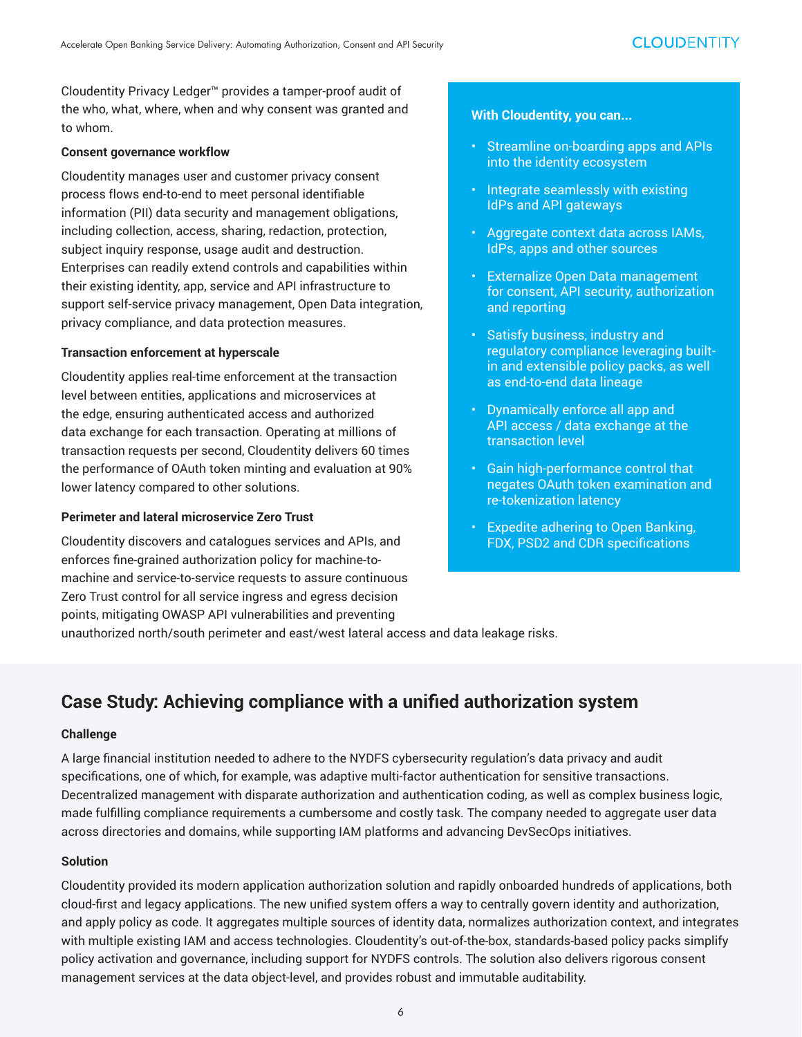Cloudentity Privacy Ledger™ provides a tamper-proof audit of the who, what, where, when and why consent was granted and to whom.

**Consent governance workflow**

Cloudentity manages user and customer privacy consent process flows end-to-end to meet personal identifiable information (PII) data security and management obligations, including collection, access, sharing, redaction, protection, subject inquiry response, usage audit and destruction. Enterprises can readily extend controls and capabilities within their existing identity, app, service and API infrastructure to support self-service privacy management, Open Data integration, privacy compliance, and data protection measures.

**Transaction enforcement at hyperscale**

Cloudentity applies real-time enforcement at the transaction level between entities, applications and microservices at the edge, ensuring authenticated access and authorized data exchange for each transaction. Operating at millions of transaction requests per second, Cloudentity delivers 60 times the performance of OAuth token minting and evaluation at 90% lower latency compared to other solutions.

**Perimeter and lateral microservice Zero Trust**

Cloudentity discovers and catalogues services and APIs, and enforces fine-grained authorization policy for machine-to-machine and service-to-service requests to assure continuous Zero Trust control for all service ingress and egress decision points, mitigating OWASP API vulnerabilities and preventing unauthorized north/south perimeter and east/west lateral access and data leakage risks.

**With Cloudentity, you can...**

- Streamline on-boarding apps and APIs into the identity ecosystem
- Integrate seamlessly with existing IdPs and API gateways
- Aggregate context data across IAMs, IdPs, apps and other sources
- Externalize Open Data management for consent, API security, authorization and reporting
- Satisfy business, industry and regulatory compliance leveraging built-in and extensible policy packs, as well as end-to-end data lineage
- Dynamically enforce all app and API access / data exchange at the transaction level
- Gain high-performance control that negates OAuth token examination and re-tokenization latency
- Expedite adhering to Open Banking, FDX, PSD2 and CDR specifications

## Case Study: Achieving compliance with a unified authorization system

**Challenge**

A large financial institution needed to adhere to the NYDFS cybersecurity regulation's data privacy and audit specifications, one of which, for example, was adaptive multi-factor authentication for sensitive transactions. Decentralized management with disparate authorization and authentication coding, as well as complex business logic, made fulfilling compliance requirements a cumbersome and costly task. The company needed to aggregate user data across directories and domains, while supporting IAM platforms and advancing DevSecOps initiatives.

**Solution**

Cloudentity provided its modern application authorization solution and rapidly onboarded hundreds of applications, both cloud-first and legacy applications. The new unified system offers a way to centrally govern identity and authorization, and apply policy as code. It aggregates multiple sources of identity data, normalizes authorization context, and integrates with multiple existing IAM and access technologies. Cloudentity's out-of-the-box, standards-based policy packs simplify policy activation and governance, including support for NYDFS controls. The solution also delivers rigorous consent management services at the data object-level, and provides robust and immutable auditability.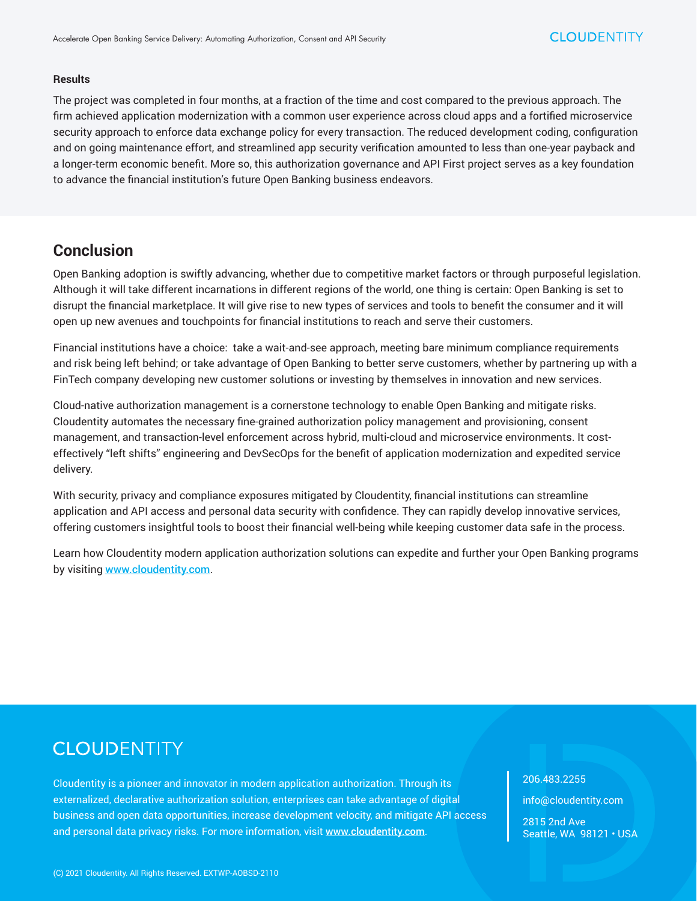**Results**

The project was completed in four months, at a fraction of the time and cost compared to the previous approach. The firm achieved application modernization with a common user experience across cloud apps and a fortified microservice security approach to enforce data exchange policy for every transaction. The reduced development coding, configuration and on going maintenance effort, and streamlined app security verification amounted to less than one-year payback and a longer-term economic benefit. More so, this authorization governance and API First project serves as a key foundation to advance the financial institution's future Open Banking business endeavors.

## Conclusion

Open Banking adoption is swiftly advancing, whether due to competitive market factors or through purposeful legislation. Although it will take different incarnations in different regions of the world, one thing is certain: Open Banking is set to disrupt the financial marketplace. It will give rise to new types of services and tools to benefit the consumer and it will open up new avenues and touchpoints for financial institutions to reach and serve their customers.

Financial institutions have a choice: take a wait-and-see approach, meeting bare minimum compliance requirements and risk being left behind; or take advantage of Open Banking to better serve customers, whether by partnering up with a FinTech company developing new customer solutions or investing by themselves in innovation and new services.

Cloud-native authorization management is a cornerstone technology to enable Open Banking and mitigate risks. Cloudentity automates the necessary fine-grained authorization policy management and provisioning, consent management, and transaction-level enforcement across hybrid, multi-cloud and microservice environments. It cost-effectively "left shifts" engineering and DevSecOps for the benefit of application modernization and expedited service delivery.

With security, privacy and compliance exposures mitigated by Cloudentity, financial institutions can streamline application and API access and personal data security with confidence. They can rapidly develop innovative services, offering customers insightful tools to boost their financial well-being while keeping customer data safe in the process.

Learn how Cloudentity modern application authorization solutions can expedite and further your Open Banking programs by visiting [www.cloudentity.com](http://www.cloudentity.com).

CLOUDENTITY

Cloudentity is a pioneer and innovator in modern application authorization. Through its externalized, declarative authorization solution, enterprises can take advantage of digital business and open data opportunities, increase development velocity, and mitigate API access and personal data privacy risks. For more information, visit [www.cloudentity.com](http://www.cloudentity.com).

206.483.2255

info@cloudentity.com

2815 2nd Ave
Seattle, WA 98121 • USA

(C) 2021 Cloudentity. All Rights Reserved. EXTWP-AOBSD-2110